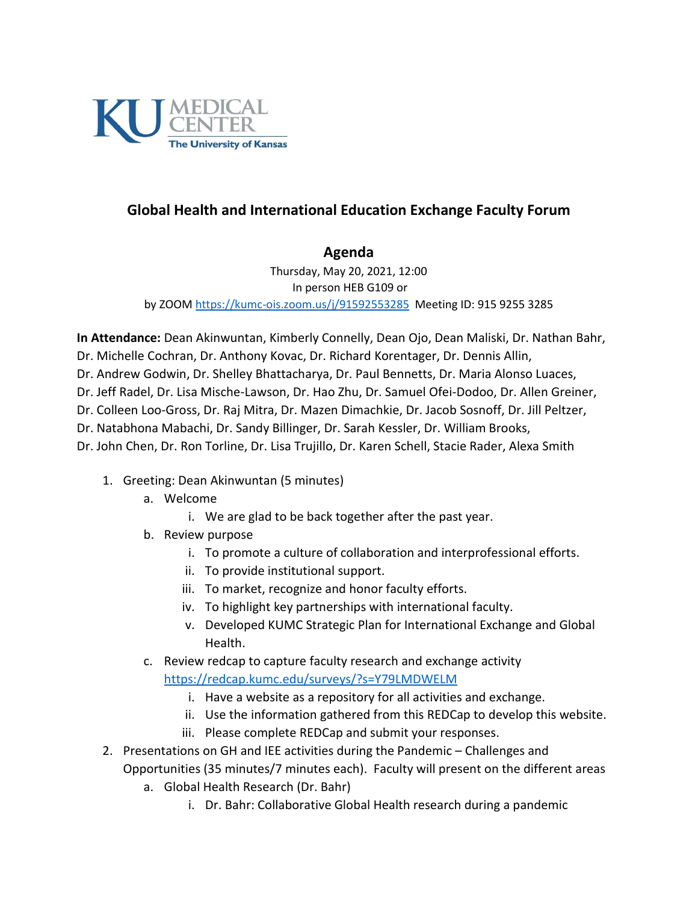KU MEDICAL CENTER
The University of Kansas

## Global Health and International Education Exchange Faculty Forum

### Agenda

Thursday, May 20, 2021, 12:00
In person HEB G109 or
by ZOOM https://kumc-ois.zoom.us/j/91592553285 Meeting ID: 915 9255 3285

**In Attendance:** Dean Akinwuntan, Kimberly Connelly, Dean Ojo, Dean Maliski, Dr. Nathan Bahr, Dr. Michelle Cochran, Dr. Anthony Kovac, Dr. Richard Korentager, Dr. Dennis Allin, Dr. Andrew Godwin, Dr. Shelley Bhattacharya, Dr. Paul Bennetts, Dr. Maria Alonso Luaces, Dr. Jeff Radel, Dr. Lisa Mische-Lawson, Dr. Hao Zhu, Dr. Samuel Ofei-Dodoo, Dr. Allen Greiner, Dr. Colleen Loo-Gross, Dr. Raj Mitra, Dr. Mazen Dimachkie, Dr. Jacob Sosnoff, Dr. Jill Peltzer, Dr. Natabhona Mabachi, Dr. Sandy Billinger, Dr. Sarah Kessler, Dr. William Brooks, Dr. John Chen, Dr. Ron Torline, Dr. Lisa Trujillo, Dr. Karen Schell, Stacie Rader, Alexa Smith

1. Greeting: Dean Akinwuntan (5 minutes)
   a. Welcome
      i. We are glad to be back together after the past year.
   b. Review purpose
      i. To promote a culture of collaboration and interprofessional efforts.
      ii. To provide institutional support.
      iii. To market, recognize and honor faculty efforts.
      iv. To highlight key partnerships with international faculty.
      v. Developed KUMC Strategic Plan for International Exchange and Global Health.
   c. Review redcap to capture faculty research and exchange activity https://redcap.kumc.edu/surveys/?s=Y79LMDWELM
      i. Have a website as a repository for all activities and exchange.
      ii. Use the information gathered from this REDCap to develop this website.
      iii. Please complete REDCap and submit your responses.
2. Presentations on GH and IEE activities during the Pandemic – Challenges and Opportunities (35 minutes/7 minutes each). Faculty will present on the different areas
   a. Global Health Research (Dr. Bahr)
      i. Dr. Bahr: Collaborative Global Health research during a pandemic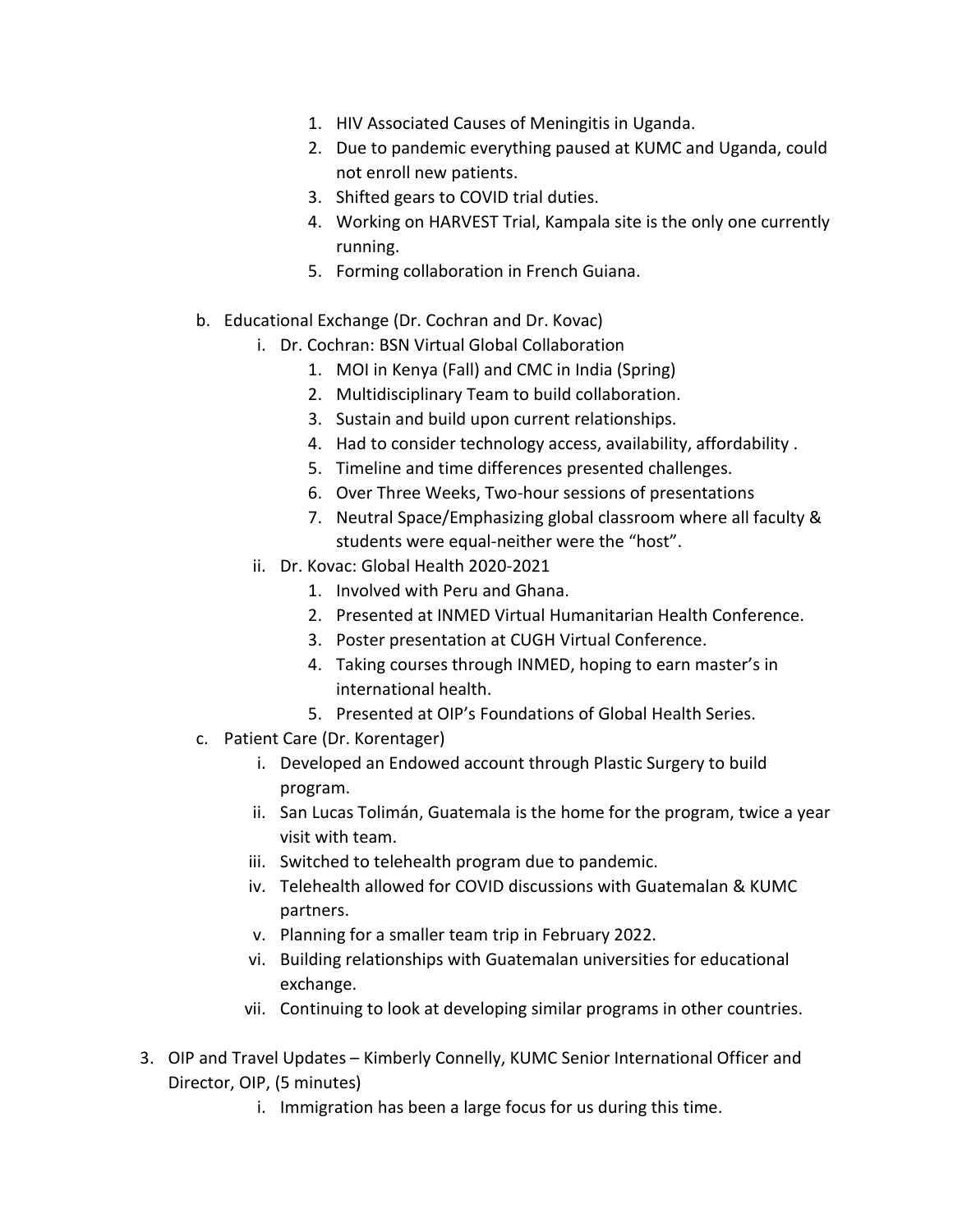1. HIV Associated Causes of Meningitis in Uganda.
2. Due to pandemic everything paused at KUMC and Uganda, could not enroll new patients.
3. Shifted gears to COVID trial duties.
4. Working on HARVEST Trial, Kampala site is the only one currently running.
5. Forming collaboration in French Guiana.

b. Educational Exchange (Dr. Cochran and Dr. Kovac)

   i. Dr. Cochran: BSN Virtual Global Collaboration

      1. MOI in Kenya (Fall) and CMC in India (Spring)
      2. Multidisciplinary Team to build collaboration.
      3. Sustain and build upon current relationships.
      4. Had to consider technology access, availability, affordability .
      5. Timeline and time differences presented challenges.
      6. Over Three Weeks, Two-hour sessions of presentations
      7. Neutral Space/Emphasizing global classroom where all faculty & students were equal-neither were the "host".

   ii. Dr. Kovac: Global Health 2020-2021

      1. Involved with Peru and Ghana.
      2. Presented at INMED Virtual Humanitarian Health Conference.
      3. Poster presentation at CUGH Virtual Conference.
      4. Taking courses through INMED, hoping to earn master's in international health.
      5. Presented at OIP's Foundations of Global Health Series.

c. Patient Care (Dr. Korentager)

   i. Developed an Endowed account through Plastic Surgery to build program.
   ii. San Lucas Tolimán, Guatemala is the home for the program, twice a year visit with team.
   iii. Switched to telehealth program due to pandemic.
   iv. Telehealth allowed for COVID discussions with Guatemalan & KUMC partners.
   v. Planning for a smaller team trip in February 2022.
   vi. Building relationships with Guatemalan universities for educational exchange.
   vii. Continuing to look at developing similar programs in other countries.

3. OIP and Travel Updates – Kimberly Connelly, KUMC Senior International Officer and Director, OIP, (5 minutes)

   i. Immigration has been a large focus for us during this time.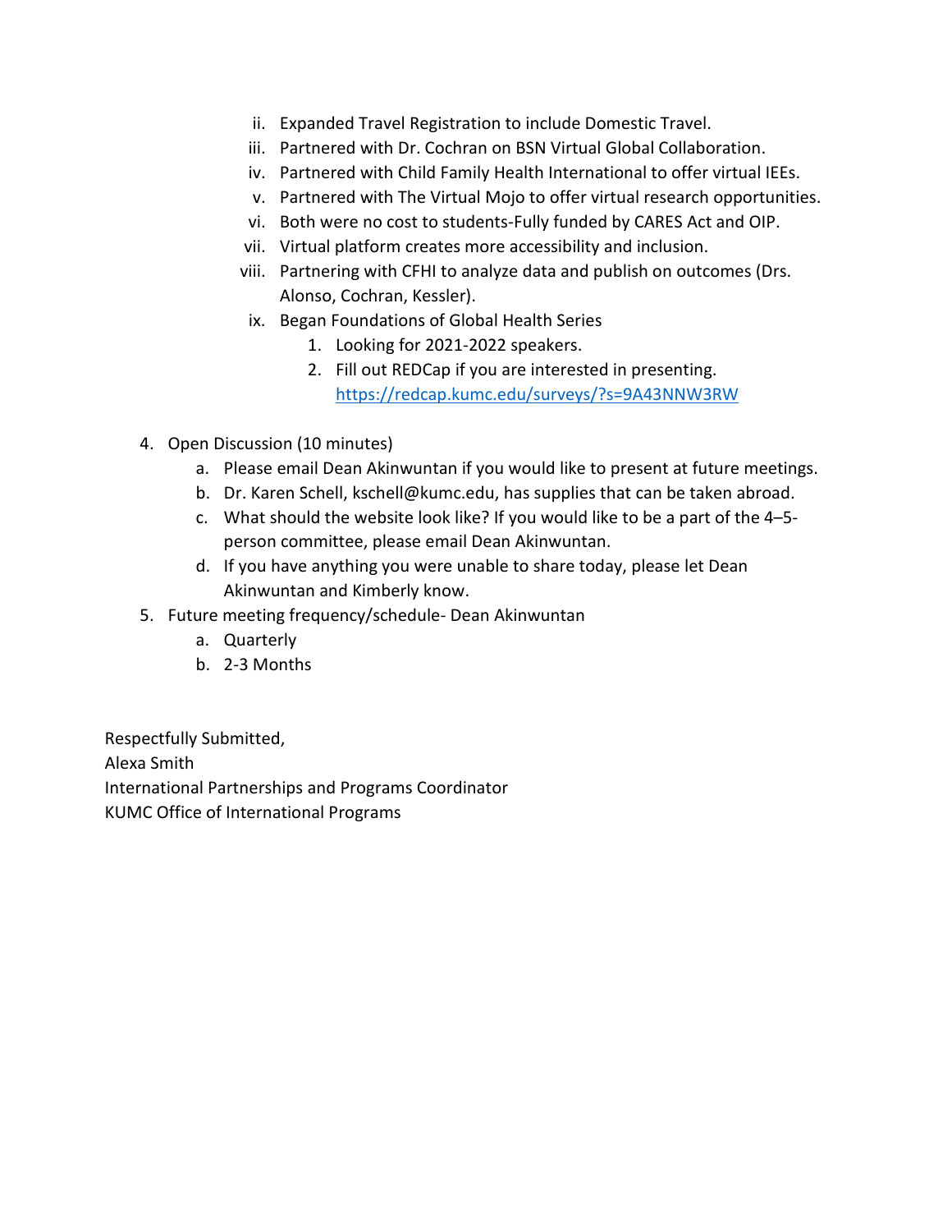ii. Expanded Travel Registration to include Domestic Travel.
   iii. Partnered with Dr. Cochran on BSN Virtual Global Collaboration.
   iv. Partnered with Child Family Health International to offer virtual IEEs.
   v. Partnered with The Virtual Mojo to offer virtual research opportunities.
   vi. Both were no cost to students-Fully funded by CARES Act and OIP.
   vii. Virtual platform creates more accessibility and inclusion.
   viii. Partnering with CFHI to analyze data and publish on outcomes (Drs. Alonso, Cochran, Kessler).
   ix. Began Foundations of Global Health Series
      1. Looking for 2021-2022 speakers.
      2. Fill out REDCap if you are interested in presenting. https://redcap.kumc.edu/surveys/?s=9A43NNW3RW

4. Open Discussion (10 minutes)
   a. Please email Dean Akinwuntan if you would like to present at future meetings.
   b. Dr. Karen Schell, kschell@kumc.edu, has supplies that can be taken abroad.
   c. What should the website look like? If you would like to be a part of the 4–5-person committee, please email Dean Akinwuntan.
   d. If you have anything you were unable to share today, please let Dean Akinwuntan and Kimberly know.
5. Future meeting frequency/schedule- Dean Akinwuntan
   a. Quarterly
   b. 2-3 Months

Respectfully Submitted,
Alexa Smith
International Partnerships and Programs Coordinator
KUMC Office of International Programs